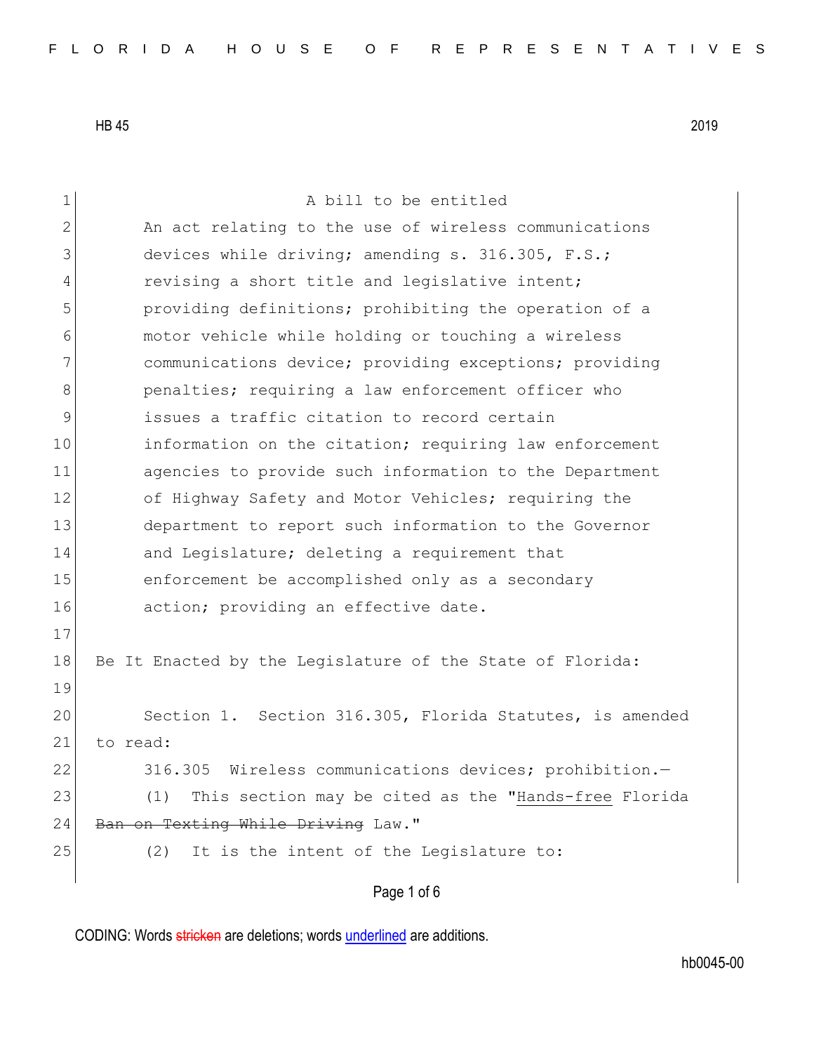HB 45 2019

A bill to be entitled

An act relating to the use of wireless communications devices while driving; amending s. 316.305, F.S.; revising a short title and legislative intent; providing definitions; prohibiting the operation of a motor vehicle while holding or touching a wireless communications device; providing exceptions; providing penalties; requiring a law enforcement officer who issues a traffic citation to record certain information on the citation; requiring law enforcement agencies to provide such information to the Department of Highway Safety and Motor Vehicles; requiring the department to report such information to the Governor and Legislature; deleting a requirement that enforcement be accomplished only as a secondary action; providing an effective date.

Be It Enacted by the Legislature of the State of Florida:

Section 1. Section 316.305, Florida Statutes, is amended to read:

316.305 Wireless communications devices; prohibition.—

(1) This section may be cited as the "<u>Hands-free</u> Florida ~~Ban on Texting While Driving~~ Law."

(2) It is the intent of the Legislature to:

CODING: Words ~~stricken~~ are deletions; words <u>underlined</u> are additions.

hb0045-00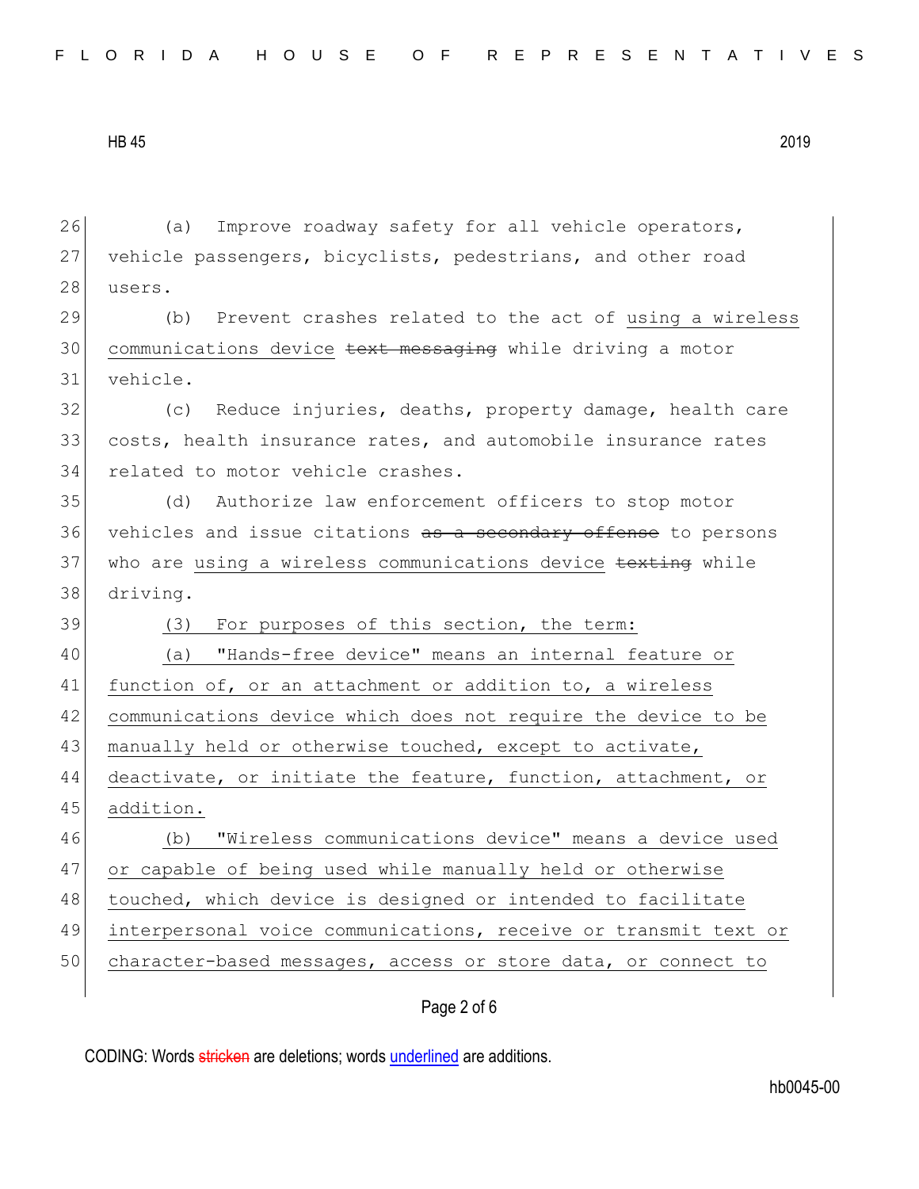(a) Improve roadway safety for all vehicle operators, vehicle passengers, bicyclists, pedestrians, and other road users.

(b) Prevent crashes related to the act of <u>using a wireless communications device</u> ~~text messaging~~ while driving a motor vehicle.

(c) Reduce injuries, deaths, property damage, health care costs, health insurance rates, and automobile insurance rates related to motor vehicle crashes.

(d) Authorize law enforcement officers to stop motor vehicles and issue citations ~~as a secondary offense~~ to persons who are <u>using a wireless communications device</u> ~~texting~~ while driving.

<u>(3) For purposes of this section, the term:</u>

<u>(a) "Hands-free device" means an internal feature or function of, or an attachment or addition to, a wireless communications device which does not require the device to be manually held or otherwise touched, except to activate, deactivate, or initiate the feature, function, attachment, or addition.</u>

<u>(b) "Wireless communications device" means a device used or capable of being used while manually held or otherwise touched, which device is designed or intended to facilitate interpersonal voice communications, receive or transmit text or character-based messages, access or store data, or connect to</u>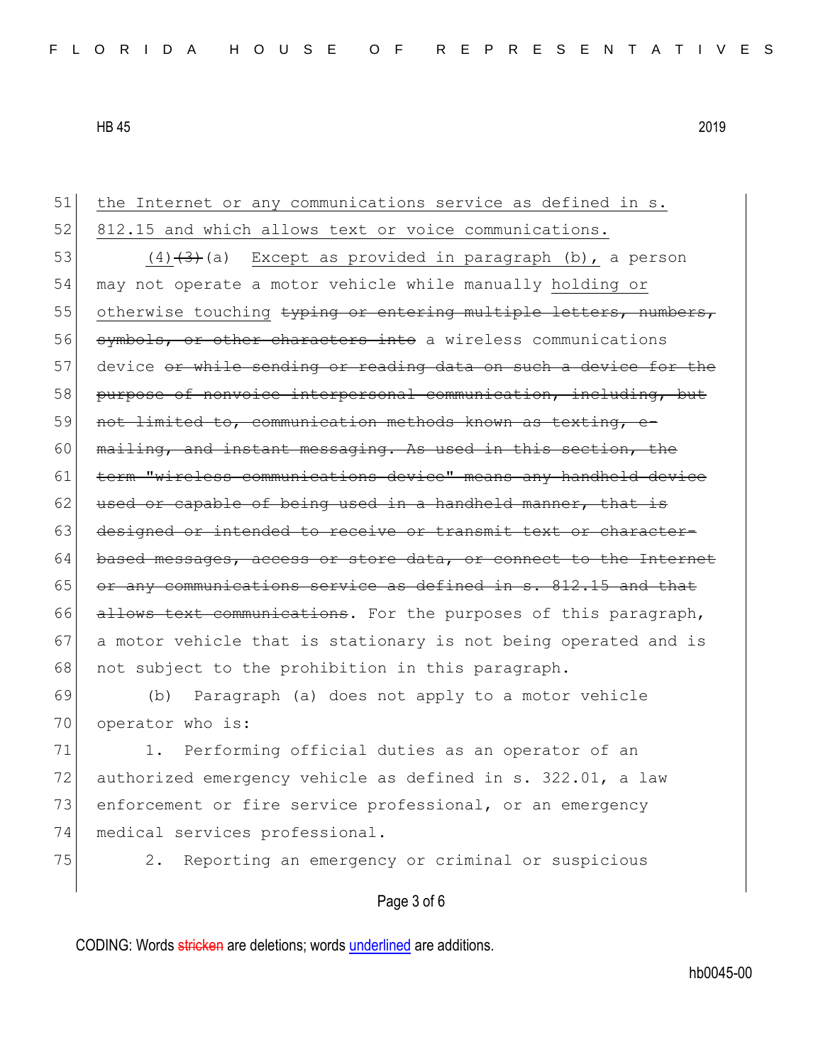51 <u>the Internet or any communications service as defined in s.</u>
52 <u>812.15 and which allows text or voice communications.</u>
53 <u>(4)</u>~~(3)~~(a) <u>Except as provided in paragraph (b),</u> a person
54 may not operate a motor vehicle while manually <u>holding or</u>
55 <u>otherwise touching</u> ~~typing or entering multiple letters, numbers,~~
56 ~~symbols, or other characters into~~ a wireless communications
57 device ~~or while sending or reading data on such a device for the~~
58 ~~purpose of nonvoice interpersonal communication, including, but~~
59 ~~not limited to, communication methods known as texting, e-~~
60 ~~mailing, and instant messaging. As used in this section, the~~
61 ~~term "wireless communications device" means any handheld device~~
62 ~~used or capable of being used in a handheld manner, that is~~
63 ~~designed or intended to receive or transmit text or character-~~
64 ~~based messages, access or store data, or connect to the Internet~~
65 ~~or any communications service as defined in s. 812.15 and that~~
66 ~~allows text communications~~. For the purposes of this paragraph,
67 a motor vehicle that is stationary is not being operated and is
68 not subject to the prohibition in this paragraph.
69 (b) Paragraph (a) does not apply to a motor vehicle
70 operator who is:
71 1. Performing official duties as an operator of an
72 authorized emergency vehicle as defined in s. 322.01, a law
73 enforcement or fire service professional, or an emergency
74 medical services professional.
75 2. Reporting an emergency or criminal or suspicious

CODING: Words ~~stricken~~ are deletions; words <u>underlined</u> are additions.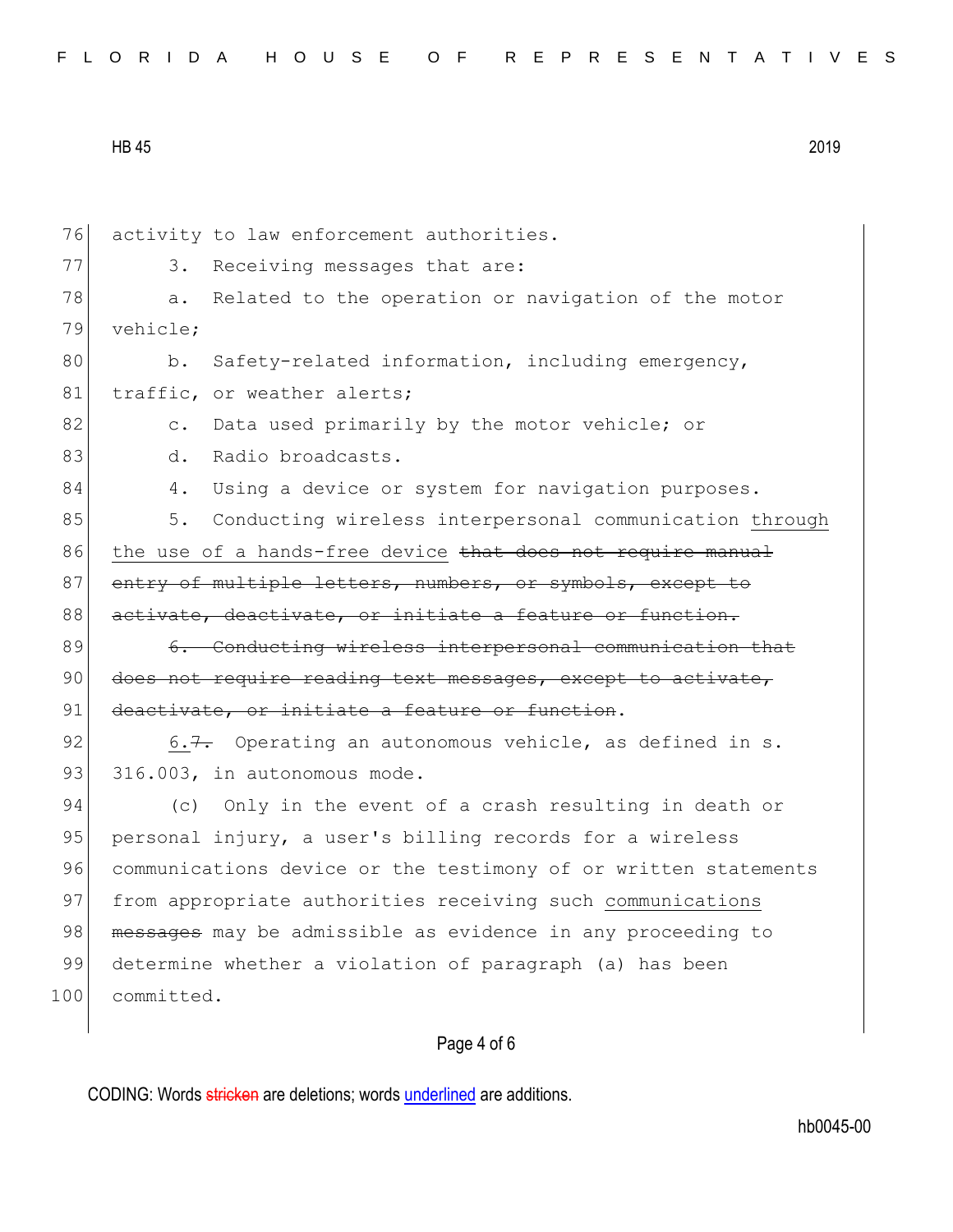activity to law enforcement authorities.

3. Receiving messages that are:

a. Related to the operation or navigation of the motor vehicle;

b. Safety-related information, including emergency, traffic, or weather alerts;

c. Data used primarily by the motor vehicle; or

d. Radio broadcasts.

4. Using a device or system for navigation purposes.

5. Conducting wireless interpersonal communication <u>through the use of a hands-free device</u> ~~that does not require manual entry of multiple letters, numbers, or symbols, except to activate, deactivate, or initiate a feature or function.~~

~~6. Conducting wireless interpersonal communication that does not require reading text messages, except to activate, deactivate, or initiate a feature or function~~.

<u>6.</u>~~7.~~ Operating an autonomous vehicle, as defined in s. 316.003, in autonomous mode.

(c) Only in the event of a crash resulting in death or personal injury, a user's billing records for a wireless communications device or the testimony of or written statements from appropriate authorities receiving such <u>communications</u> ~~messages~~ may be admissible as evidence in any proceeding to determine whether a violation of paragraph (a) has been committed.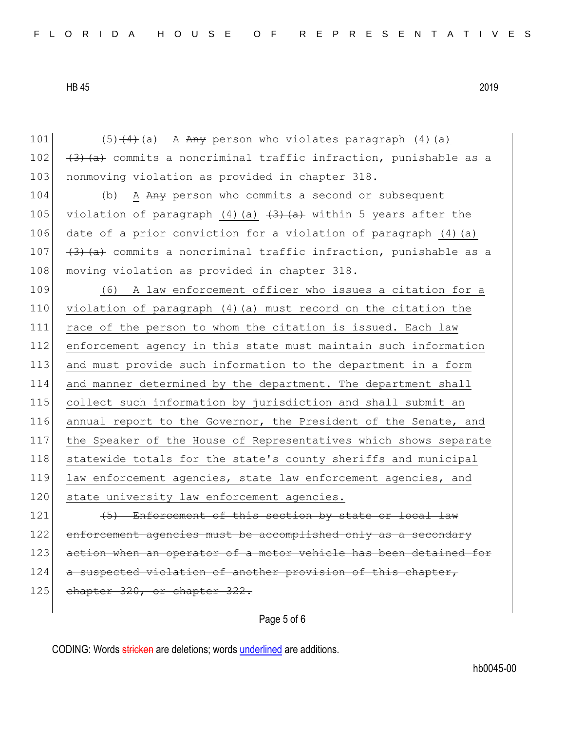101 (5) ~~(4)~~(a) A ~~Any~~ person who violates paragraph (4)(a)
102 ~~(3)(a)~~ commits a noncriminal traffic infraction, punishable as a
103 nonmoving violation as provided in chapter 318.

104 (b) A ~~Any~~ person who commits a second or subsequent
105 violation of paragraph (4)(a) ~~(3)(a)~~ within 5 years after the
106 date of a prior conviction for a violation of paragraph (4)(a)
107 ~~(3)(a)~~ commits a noncriminal traffic infraction, punishable as a
108 moving violation as provided in chapter 318.

109 (6) A law enforcement officer who issues a citation for a
110 violation of paragraph (4)(a) must record on the citation the
111 race of the person to whom the citation is issued. Each law
112 enforcement agency in this state must maintain such information
113 and must provide such information to the department in a form
114 and manner determined by the department. The department shall
115 collect such information by jurisdiction and shall submit an
116 annual report to the Governor, the President of the Senate, and
117 the Speaker of the House of Representatives which shows separate
118 statewide totals for the state's county sheriffs and municipal
119 law enforcement agencies, state law enforcement agencies, and
120 state university law enforcement agencies.

121 ~~(5) Enforcement of this section by state or local law~~
122 ~~enforcement agencies must be accomplished only as a secondary~~
123 ~~action when an operator of a motor vehicle has been detained for~~
124 ~~a suspected violation of another provision of this chapter,~~
125 ~~chapter 320, or chapter 322.~~

CODING: Words ~~stricken~~ are deletions; words underlined are additions.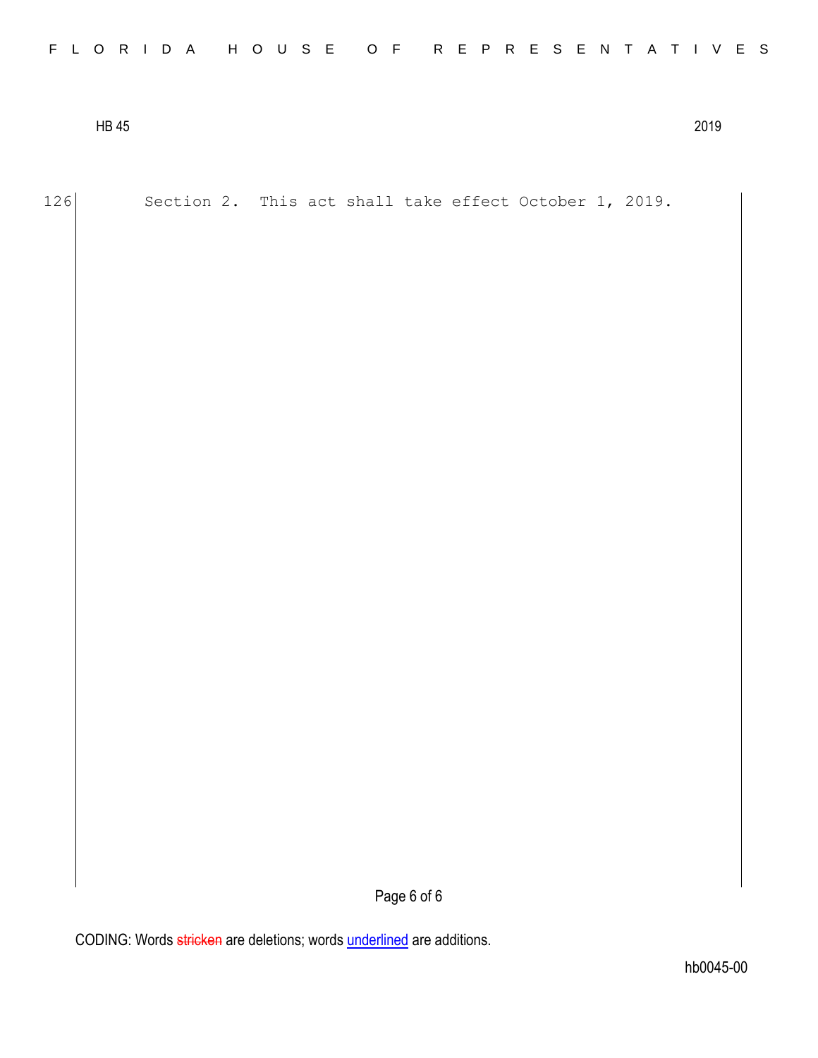126 Section 2. This act shall take effect October 1, 2019.